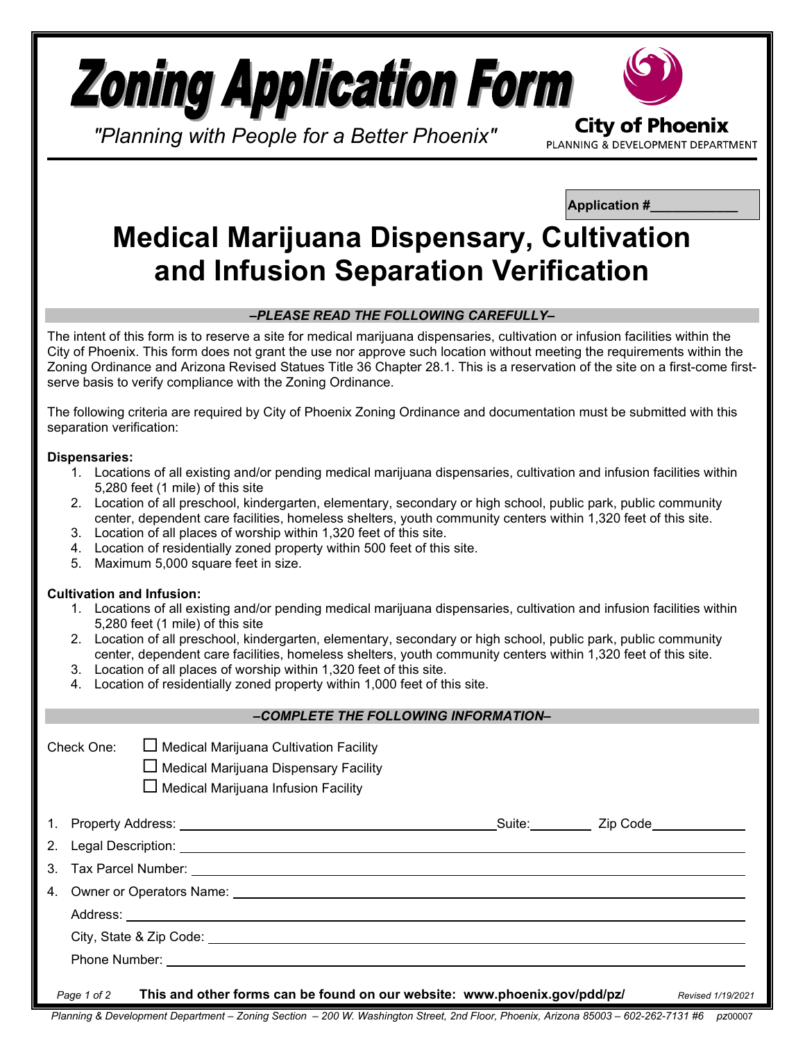# Zoning Application Form

*"Planning with People for a Better Phoenix"*

City of Phoenix
PLANNING & DEVELOPMENT DEPARTMENT

**Application #\_\_\_\_\_\_\_\_\_\_\_\_**

# Medical Marijuana Dispensary, Cultivation and Infusion Separation Verification

***–PLEASE READ THE FOLLOWING CAREFULLY–***

The intent of this form is to reserve a site for medical marijuana dispensaries, cultivation or infusion facilities within the City of Phoenix. This form does not grant the use nor approve such location without meeting the requirements within the Zoning Ordinance and Arizona Revised Statues Title 36 Chapter 28.1. This is a reservation of the site on a first-come first-serve basis to verify compliance with the Zoning Ordinance.

The following criteria are required by City of Phoenix Zoning Ordinance and documentation must be submitted with this separation verification:

**Dispensaries:**

1. Locations of all existing and/or pending medical marijuana dispensaries, cultivation and infusion facilities within 5,280 feet (1 mile) of this site
2. Location of all preschool, kindergarten, elementary, secondary or high school, public park, public community center, dependent care facilities, homeless shelters, youth community centers within 1,320 feet of this site.
3. Location of all places of worship within 1,320 feet of this site.
4. Location of residentially zoned property within 500 feet of this site.
5. Maximum 5,000 square feet in size.

**Cultivation and Infusion:**

1. Locations of all existing and/or pending medical marijuana dispensaries, cultivation and infusion facilities within 5,280 feet (1 mile) of this site
2. Location of all preschool, kindergarten, elementary, secondary or high school, public park, public community center, dependent care facilities, homeless shelters, youth community centers within 1,320 feet of this site.
3. Location of all places of worship within 1,320 feet of this site.
4. Location of residentially zoned property within 1,000 feet of this site.

***–COMPLETE THE FOLLOWING INFORMATION–***

Check One:
- ☐ Medical Marijuana Cultivation Facility
- ☐ Medical Marijuana Dispensary Facility
- ☐ Medical Marijuana Infusion Facility

1. Property Address: \_\_\_\_\_\_\_\_\_\_\_\_\_\_\_\_\_\_\_\_ Suite: \_\_\_\_\_\_\_\_ Zip Code \_\_\_\_\_\_\_\_
2. Legal Description: \_\_\_\_\_\_\_\_\_\_\_\_\_\_\_\_\_\_\_\_
3. Tax Parcel Number: \_\_\_\_\_\_\_\_\_\_\_\_\_\_\_\_\_\_\_\_
4. Owner or Operators Name: \_\_\_\_\_\_\_\_\_\_\_\_\_\_\_\_\_\_\_\_

   Address: \_\_\_\_\_\_\_\_\_\_\_\_\_\_\_\_\_\_\_\_

   City, State & Zip Code: \_\_\_\_\_\_\_\_\_\_\_\_\_\_\_\_\_\_\_\_

   Phone Number: \_\_\_\_\_\_\_\_\_\_\_\_\_\_\_\_\_\_\_\_

**This and other forms can be found on our website: www.phoenix.gov/pdd/pz/**

*Revised 1/19/2021*

*Planning & Development Department – Zoning Section – 200 W. Washington Street, 2nd Floor, Phoenix, Arizona 85003 – 602-262-7131 #6* pz00007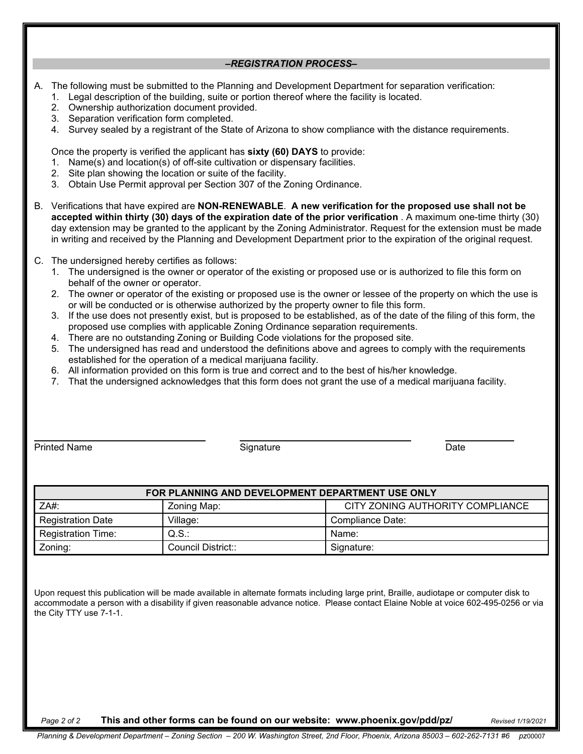## *–REGISTRATION PROCESS–*

A. The following must be submitted to the Planning and Development Department for separation verification:
   1. Legal description of the building, suite or portion thereof where the facility is located.
   2. Ownership authorization document provided.
   3. Separation verification form completed.
   4. Survey sealed by a registrant of the State of Arizona to show compliance with the distance requirements.

   Once the property is verified the applicant has **sixty (60) DAYS** to provide:
   1. Name(s) and location(s) of off-site cultivation or dispensary facilities.
   2. Site plan showing the location or suite of the facility.
   3. Obtain Use Permit approval per Section 307 of the Zoning Ordinance.

B. Verifications that have expired are **NON-RENEWABLE**. **A new verification for the proposed use shall not be accepted within thirty (30) days of the expiration date of the prior verification** . A maximum one-time thirty (30) day extension may be granted to the applicant by the Zoning Administrator. Request for the extension must be made in writing and received by the Planning and Development Department prior to the expiration of the original request.

C. The undersigned hereby certifies as follows:
   1. The undersigned is the owner or operator of the existing or proposed use or is authorized to file this form on behalf of the owner or operator.
   2. The owner or operator of the existing or proposed use is the owner or lessee of the property on which the use is or will be conducted or is otherwise authorized by the property owner to file this form.
   3. If the use does not presently exist, but is proposed to be established, as of the date of the filing of this form, the proposed use complies with applicable Zoning Ordinance separation requirements.
   4. There are no outstanding Zoning or Building Code violations for the proposed site.
   5. The undersigned has read and understood the definitions above and agrees to comply with the requirements established for the operation of a medical marijuana facility.
   6. All information provided on this form is true and correct and to the best of his/her knowledge.
   7. That the undersigned acknowledges that this form does not grant the use of a medical marijuana facility.

Printed Name ____________________ Signature ____________________ Date __________

| FOR PLANNING AND DEVELOPMENT DEPARTMENT USE ONLY | | |
|---|---|---|
| ZA#: | Zoning Map: | CITY ZONING AUTHORITY COMPLIANCE |
| Registration Date | Village: | Compliance Date: |
| Registration Time: | Q.S.: | Name: |
| Zoning: | Council District:: | Signature: |

Upon request this publication will be made available in alternate formats including large print, Braille, audiotape or computer disk to accommodate a person with a disability if given reasonable advance notice. Please contact Elaine Noble at voice 602-495-0256 or via the City TTY use 7-1-1.

**This and other forms can be found on our website: www.phoenix.gov/pdd/pz/**

*Revised 1/19/2021* *pz00007*

*Planning & Development Department – Zoning Section – 200 W. Washington Street, 2nd Floor, Phoenix, Arizona 85003 – 602-262-7131 #6*